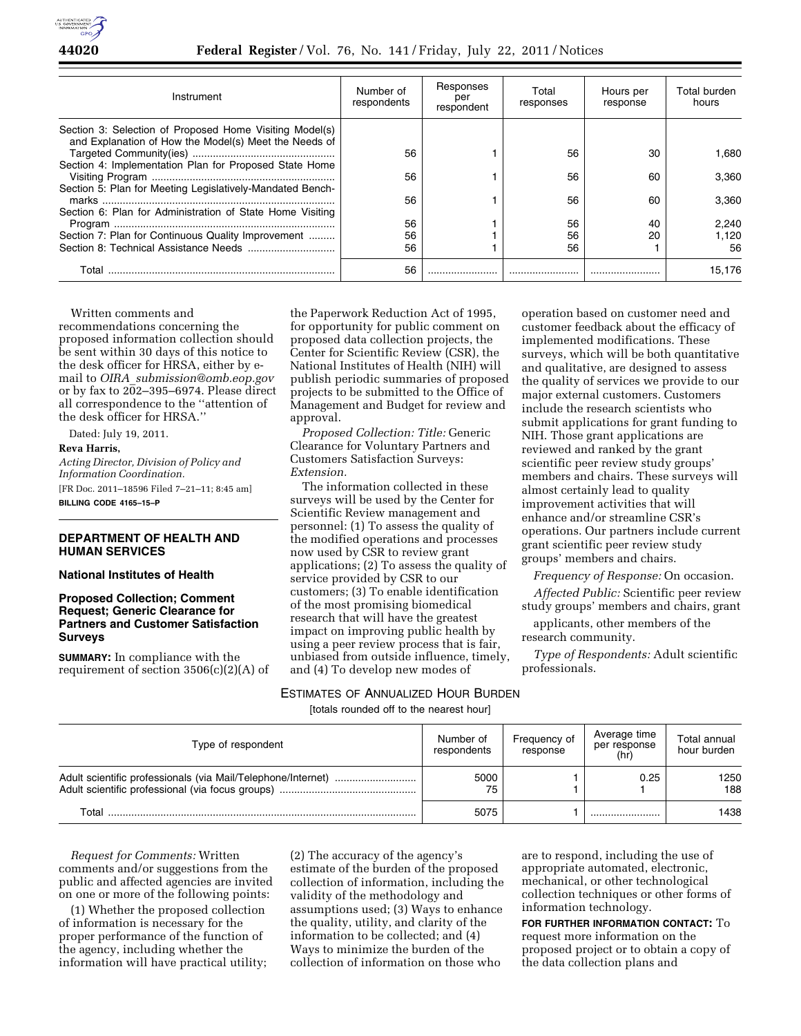| Instrument | Number of respondents | Responses per respondent | Total responses | Hours per response | Total burden hours |
|---|---|---|---|---|---|
| Section 3: Selection of Proposed Home Visiting Model(s) and Explanation of How the Model(s) Meet the Needs of Targeted Community(ies) | 56 | 1 | 56 | 30 | 1,680 |
| Section 4: Implementation Plan for Proposed State Home Visiting Program | 56 | 1 | 56 | 60 | 3,360 |
| Section 5: Plan for Meeting Legislatively-Mandated Benchmarks | 56 | 1 | 56 | 60 | 3,360 |
| Section 6: Plan for Administration of State Home Visiting Program | 56 | 1 | 56 | 40 | 2,240 |
| Section 7: Plan for Continuous Quality Improvement | 56 | 1 | 56 | 20 | 1,120 |
| Section 8: Technical Assistance Needs | 56 | 1 | 56 | 1 | 56 |
| Total | 56 | | | | 15,176 |

Written comments and recommendations concerning the proposed information collection should be sent within 30 days of this notice to the desk officer for HRSA, either by e-mail to *OIRA_submission@omb.eop.gov* or by fax to 202–395–6974. Please direct all correspondence to the ''attention of the desk officer for HRSA.''

Dated: July 19, 2011.

**Reva Harris,**

*Acting Director, Division of Policy and Information Coordination.*

[FR Doc. 2011–18596 Filed 7–21–11; 8:45 am]

**BILLING CODE 4165–15–P**

## DEPARTMENT OF HEALTH AND HUMAN SERVICES

### National Institutes of Health

### Proposed Collection; Comment Request; Generic Clearance for Partners and Customer Satisfaction Surveys

**SUMMARY:** In compliance with the requirement of section 3506(c)(2)(A) of the Paperwork Reduction Act of 1995, for opportunity for public comment on proposed data collection projects, the Center for Scientific Review (CSR), the National Institutes of Health (NIH) will publish periodic summaries of proposed projects to be submitted to the Office of Management and Budget for review and approval.

*Proposed Collection: Title:* Generic Clearance for Voluntary Partners and Customers Satisfaction Surveys: *Extension.*

The information collected in these surveys will be used by the Center for Scientific Review management and personnel: (1) To assess the quality of the modified operations and processes now used by CSR to review grant applications; (2) To assess the quality of service provided by CSR to our customers; (3) To enable identification of the most promising biomedical research that will have the greatest impact on improving public health by using a peer review process that is fair, unbiased from outside influence, timely, and (4) To develop new modes of operation based on customer need and customer feedback about the efficacy of implemented modifications. These surveys, which will be both quantitative and qualitative, are designed to assess the quality of services we provide to our major external customers. Customers include the research scientists who submit applications for grant funding to NIH. Those grant applications are reviewed and ranked by the grant scientific peer review study groups' members and chairs. These surveys will almost certainly lead to quality improvement activities that will enhance and/or streamline CSR's operations. Our partners include current grant scientific peer review study groups' members and chairs.

*Frequency of Response:* On occasion.

*Affected Public:* Scientific peer review study groups' members and chairs, grant applicants, other members of the research community.

*Type of Respondents:* Adult scientific professionals.

ESTIMATES OF ANNUALIZED HOUR BURDEN

[totals rounded off to the nearest hour]

| Type of respondent | Number of respondents | Frequency of response | Average time per response (hr) | Total annual hour burden |
|---|---|---|---|---|
| Adult scientific professionals (via Mail/Telephone/Internet) | 5000 | 1 | 0.25 | 1250 |
| Adult scientific professional (via focus groups) | 75 | 1 | 1 | 188 |
| Total | 5075 | 1 | | 1438 |

*Request for Comments:* Written comments and/or suggestions from the public and affected agencies are invited on one or more of the following points:

(1) Whether the proposed collection of information is necessary for the proper performance of the function of the agency, including whether the information will have practical utility; (2) The accuracy of the agency's estimate of the burden of the proposed collection of information, including the validity of the methodology and assumptions used; (3) Ways to enhance the quality, utility, and clarity of the information to be collected; and (4) Ways to minimize the burden of the collection of information on those who are to respond, including the use of appropriate automated, electronic, mechanical, or other technological collection techniques or other forms of information technology.

**FOR FURTHER INFORMATION CONTACT:** To request more information on the proposed project or to obtain a copy of the data collection plans and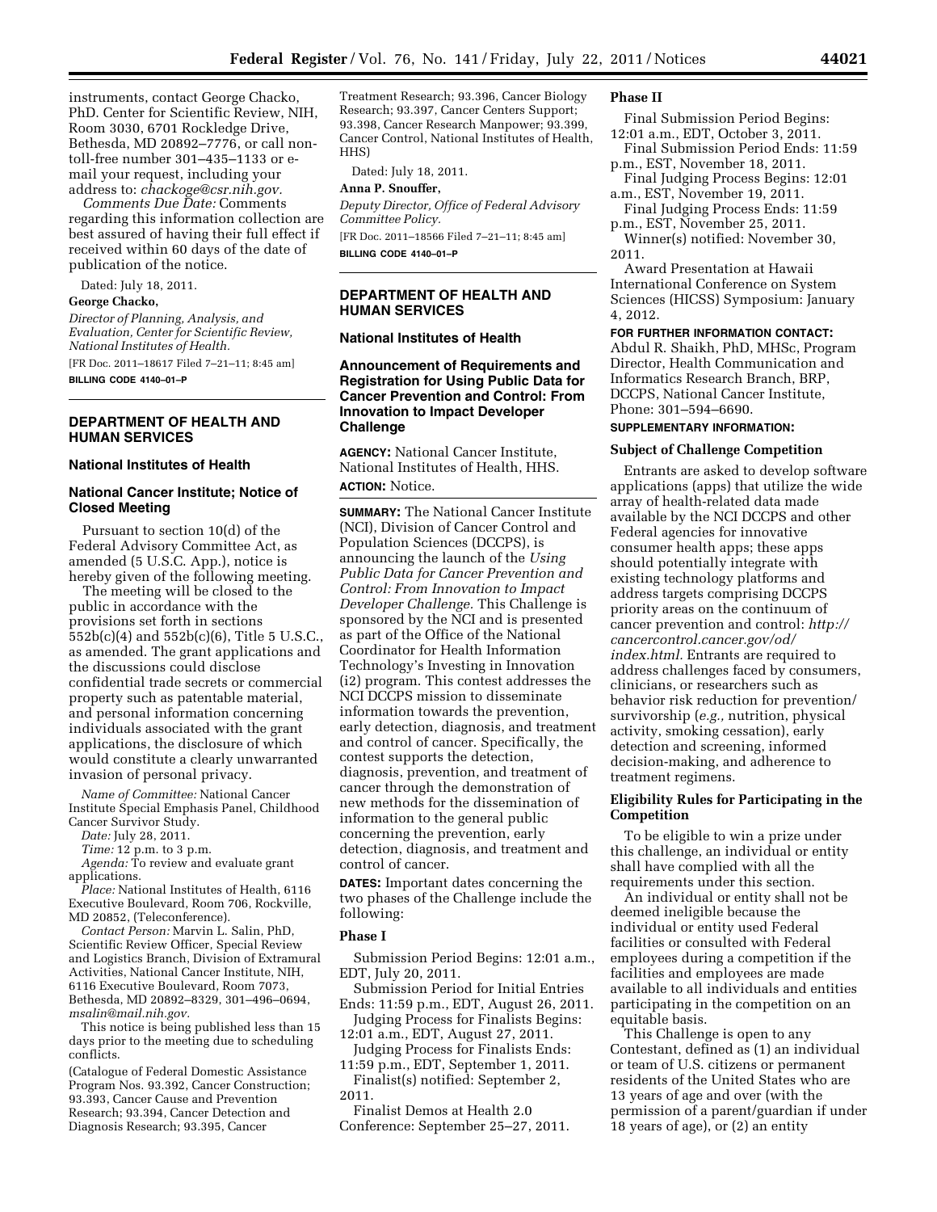instruments, contact George Chacko, PhD. Center for Scientific Review, NIH, Room 3030, 6701 Rockledge Drive, Bethesda, MD 20892–7776, or call non-toll-free number 301–435–1133 or e-mail your request, including your address to: *chackoge@csr.nih.gov.*

*Comments Due Date:* Comments regarding this information collection are best assured of having their full effect if received within 60 days of the date of publication of the notice.

Dated: July 18, 2011.

**George Chacko,**

*Director of Planning, Analysis, and Evaluation, Center for Scientific Review, National Institutes of Health.*

[FR Doc. 2011–18617 Filed 7–21–11; 8:45 am]

**BILLING CODE 4140–01–P**

## DEPARTMENT OF HEALTH AND HUMAN SERVICES

### National Institutes of Health

### National Cancer Institute; Notice of Closed Meeting

Pursuant to section 10(d) of the Federal Advisory Committee Act, as amended (5 U.S.C. App.), notice is hereby given of the following meeting.

The meeting will be closed to the public in accordance with the provisions set forth in sections 552b(c)(4) and 552b(c)(6), Title 5 U.S.C., as amended. The grant applications and the discussions could disclose confidential trade secrets or commercial property such as patentable material, and personal information concerning individuals associated with the grant applications, the disclosure of which would constitute a clearly unwarranted invasion of personal privacy.

*Name of Committee:* National Cancer Institute Special Emphasis Panel, Childhood Cancer Survivor Study.

*Date:* July 28, 2011.

*Time:* 12 p.m. to 3 p.m.

*Agenda:* To review and evaluate grant applications.

*Place:* National Institutes of Health, 6116 Executive Boulevard, Room 706, Rockville, MD 20852, (Teleconference).

*Contact Person:* Marvin L. Salin, PhD, Scientific Review Officer, Special Review and Logistics Branch, Division of Extramural Activities, National Cancer Institute, NIH, 6116 Executive Boulevard, Room 7073, Bethesda, MD 20892–8329, 301–496–0694, *msalin@mail.nih.gov.*

This notice is being published less than 15 days prior to the meeting due to scheduling conflicts.

(Catalogue of Federal Domestic Assistance Program Nos. 93.392, Cancer Construction; 93.393, Cancer Cause and Prevention Research; 93.394, Cancer Detection and Diagnosis Research; 93.395, Cancer Treatment Research; 93.396, Cancer Biology Research; 93.397, Cancer Centers Support; 93.398, Cancer Research Manpower; 93.399, Cancer Control, National Institutes of Health, HHS)

Dated: July 18, 2011.

**Anna P. Snouffer,**

*Deputy Director, Office of Federal Advisory Committee Policy.*

[FR Doc. 2011–18566 Filed 7–21–11; 8:45 am]

**BILLING CODE 4140–01–P**

## DEPARTMENT OF HEALTH AND HUMAN SERVICES

### National Institutes of Health

### Announcement of Requirements and Registration for Using Public Data for Cancer Prevention and Control: From Innovation to Impact Developer Challenge

**AGENCY:** National Cancer Institute, National Institutes of Health, HHS.

**ACTION:** Notice.

**SUMMARY:** The National Cancer Institute (NCI), Division of Cancer Control and Population Sciences (DCCPS), is announcing the launch of the *Using Public Data for Cancer Prevention and Control: From Innovation to Impact Developer Challenge.* This Challenge is sponsored by the NCI and is presented as part of the Office of the National Coordinator for Health Information Technology's Investing in Innovation (i2) program. This contest addresses the NCI DCCPS mission to disseminate information towards the prevention, early detection, diagnosis, and treatment and control of cancer. Specifically, the contest supports the detection, diagnosis, prevention, and treatment of cancer through the demonstration of new methods for the dissemination of information to the general public concerning the prevention, early detection, diagnosis, and treatment and control of cancer.

**DATES:** Important dates concerning the two phases of the Challenge include the following:

**Phase I**

Submission Period Begins: 12:01 a.m., EDT, July 20, 2011.

Submission Period for Initial Entries Ends: 11:59 p.m., EDT, August 26, 2011.

Judging Process for Finalists Begins: 12:01 a.m., EDT, August 27, 2011.

Judging Process for Finalists Ends: 11:59 p.m., EDT, September 1, 2011.

Finalist(s) notified: September 2, 2011.

Finalist Demos at Health 2.0 Conference: September 25–27, 2011.

**Phase II**

Final Submission Period Begins: 12:01 a.m., EDT, October 3, 2011.

Final Submission Period Ends: 11:59 p.m., EST, November 18, 2011.

Final Judging Process Begins: 12:01 a.m., EST, November 19, 2011.

Final Judging Process Ends: 11:59 p.m., EST, November 25, 2011.

Winner(s) notified: November 30, 2011.

Award Presentation at Hawaii International Conference on System Sciences (HICSS) Symposium: January 4, 2012.

**FOR FURTHER INFORMATION CONTACT:** Abdul R. Shaikh, PhD, MHSc, Program Director, Health Communication and Informatics Research Branch, BRP, DCCPS, National Cancer Institute, Phone: 301–594–6690.

**SUPPLEMENTARY INFORMATION:**

**Subject of Challenge Competition**

Entrants are asked to develop software applications (apps) that utilize the wide array of health-related data made available by the NCI DCCPS and other Federal agencies for innovative consumer health apps; these apps should potentially integrate with existing technology platforms and address targets comprising DCCPS priority areas on the continuum of cancer prevention and control: *http://cancercontrol.cancer.gov/od/index.html.* Entrants are required to address challenges faced by consumers, clinicians, or researchers such as behavior risk reduction for prevention/survivorship (*e.g.,* nutrition, physical activity, smoking cessation), early detection and screening, informed decision-making, and adherence to treatment regimens.

**Eligibility Rules for Participating in the Competition**

To be eligible to win a prize under this challenge, an individual or entity shall have complied with all the requirements under this section.

An individual or entity shall not be deemed ineligible because the individual or entity used Federal facilities or consulted with Federal employees during a competition if the facilities and employees are made available to all individuals and entities participating in the competition on an equitable basis.

This Challenge is open to any Contestant, defined as (1) an individual or team of U.S. citizens or permanent residents of the United States who are 13 years of age and over (with the permission of a parent/guardian if under 18 years of age), or (2) an entity